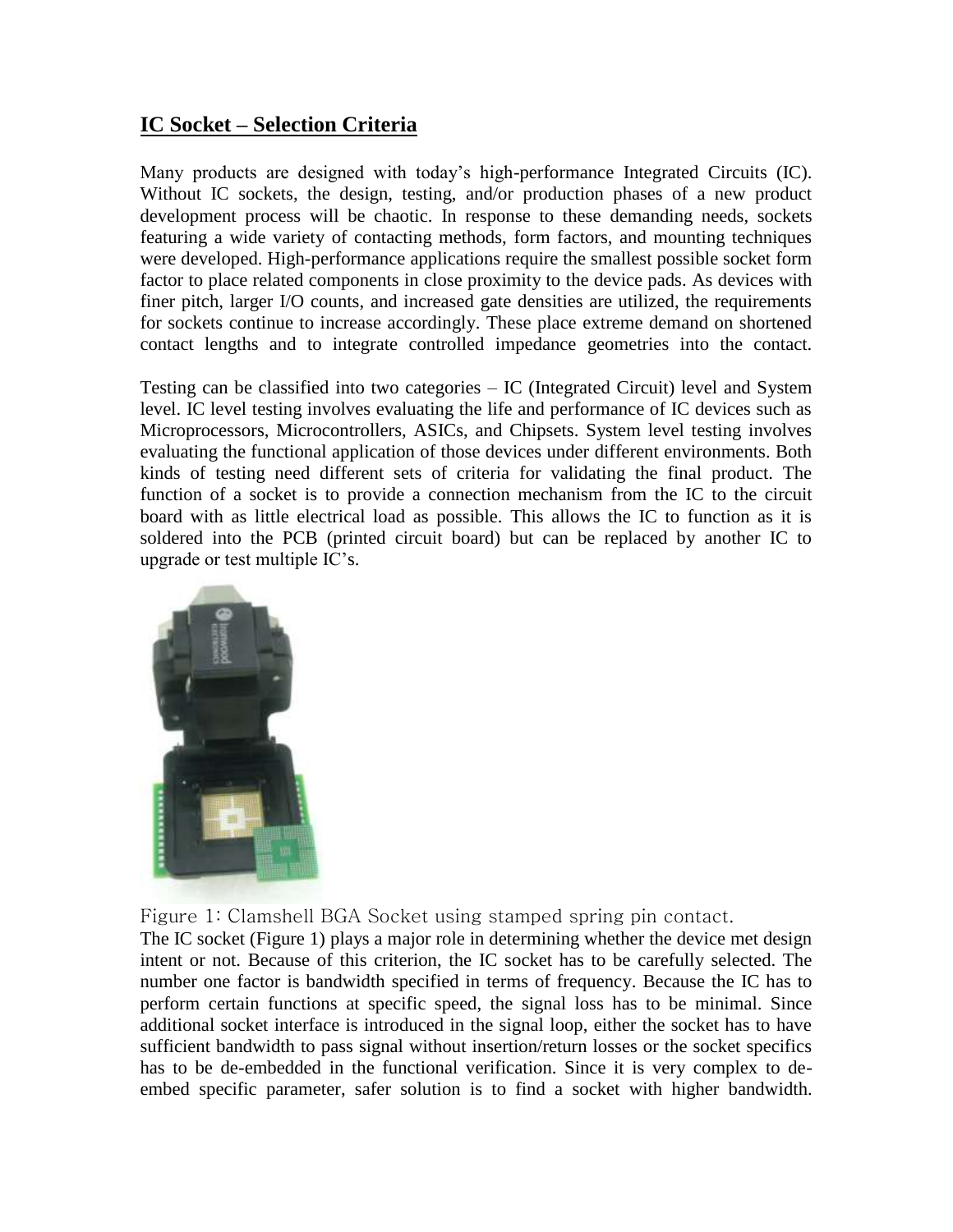## IC Socket – Selection Criteria

Many products are designed with today's high-performance Integrated Circuits (IC). Without IC sockets, the design, testing, and/or production phases of a new product development process will be chaotic. In response to these demanding needs, sockets featuring a wide variety of contacting methods, form factors, and mounting techniques were developed. High-performance applications require the smallest possible socket form factor to place related components in close proximity to the device pads. As devices with finer pitch, larger I/O counts, and increased gate densities are utilized, the requirements for sockets continue to increase accordingly. These place extreme demand on shortened contact lengths and to integrate controlled impedance geometries into the contact.

Testing can be classified into two categories – IC (Integrated Circuit) level and System level. IC level testing involves evaluating the life and performance of IC devices such as Microprocessors, Microcontrollers, ASICs, and Chipsets. System level testing involves evaluating the functional application of those devices under different environments. Both kinds of testing need different sets of criteria for validating the final product. The function of a socket is to provide a connection mechanism from the IC to the circuit board with as little electrical load as possible. This allows the IC to function as it is soldered into the PCB (printed circuit board) but can be replaced by another IC to upgrade or test multiple IC's.

Figure 1: Clamshell BGA Socket using stamped spring pin contact.

The IC socket (Figure 1) plays a major role in determining whether the device met design intent or not. Because of this criterion, the IC socket has to be carefully selected. The number one factor is bandwidth specified in terms of frequency. Because the IC has to perform certain functions at specific speed, the signal loss has to be minimal. Since additional socket interface is introduced in the signal loop, either the socket has to have sufficient bandwidth to pass signal without insertion/return losses or the socket specifics has to be de-embedded in the functional verification. Since it is very complex to de-embed specific parameter, safer solution is to find a socket with higher bandwidth.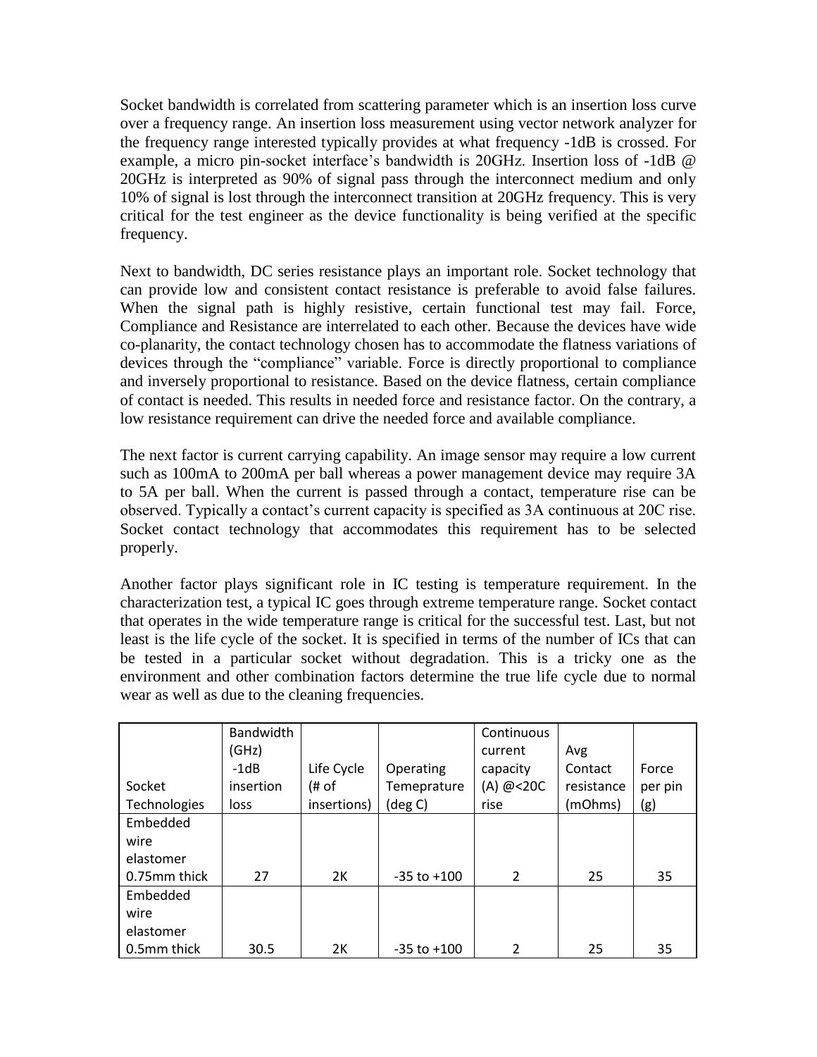Socket bandwidth is correlated from scattering parameter which is an insertion loss curve over a frequency range. An insertion loss measurement using vector network analyzer for the frequency range interested typically provides at what frequency -1dB is crossed. For example, a micro pin-socket interface's bandwidth is 20GHz. Insertion loss of -1dB @ 20GHz is interpreted as 90% of signal pass through the interconnect medium and only 10% of signal is lost through the interconnect transition at 20GHz frequency. This is very critical for the test engineer as the device functionality is being verified at the specific frequency.

Next to bandwidth, DC series resistance plays an important role. Socket technology that can provide low and consistent contact resistance is preferable to avoid false failures. When the signal path is highly resistive, certain functional test may fail. Force, Compliance and Resistance are interrelated to each other. Because the devices have wide co-planarity, the contact technology chosen has to accommodate the flatness variations of devices through the "compliance" variable. Force is directly proportional to compliance and inversely proportional to resistance. Based on the device flatness, certain compliance of contact is needed. This results in needed force and resistance factor. On the contrary, a low resistance requirement can drive the needed force and available compliance.

The next factor is current carrying capability. An image sensor may require a low current such as 100mA to 200mA per ball whereas a power management device may require 3A to 5A per ball. When the current is passed through a contact, temperature rise can be observed. Typically a contact's current capacity is specified as 3A continuous at 20C rise. Socket contact technology that accommodates this requirement has to be selected properly.

Another factor plays significant role in IC testing is temperature requirement. In the characterization test, a typical IC goes through extreme temperature range. Socket contact that operates in the wide temperature range is critical for the successful test. Last, but not least is the life cycle of the socket. It is specified in terms of the number of ICs that can be tested in a particular socket without degradation. This is a tricky one as the environment and other combination factors determine the true life cycle due to normal wear as well as due to the cleaning frequencies.

| Socket Technologies | Bandwidth (GHz) -1dB insertion loss | Life Cycle (# of insertions) | Operating Temeprature (deg C) | Continuous current capacity (A) @<20C rise | Avg Contact resistance (mOhms) | Force per pin (g) |
|---|---|---|---|---|---|---|
| Embedded wire elastomer 0.75mm thick | 27 | 2K | -35 to +100 | 2 | 25 | 35 |
| Embedded wire elastomer 0.5mm thick | 30.5 | 2K | -35 to +100 | 2 | 25 | 35 |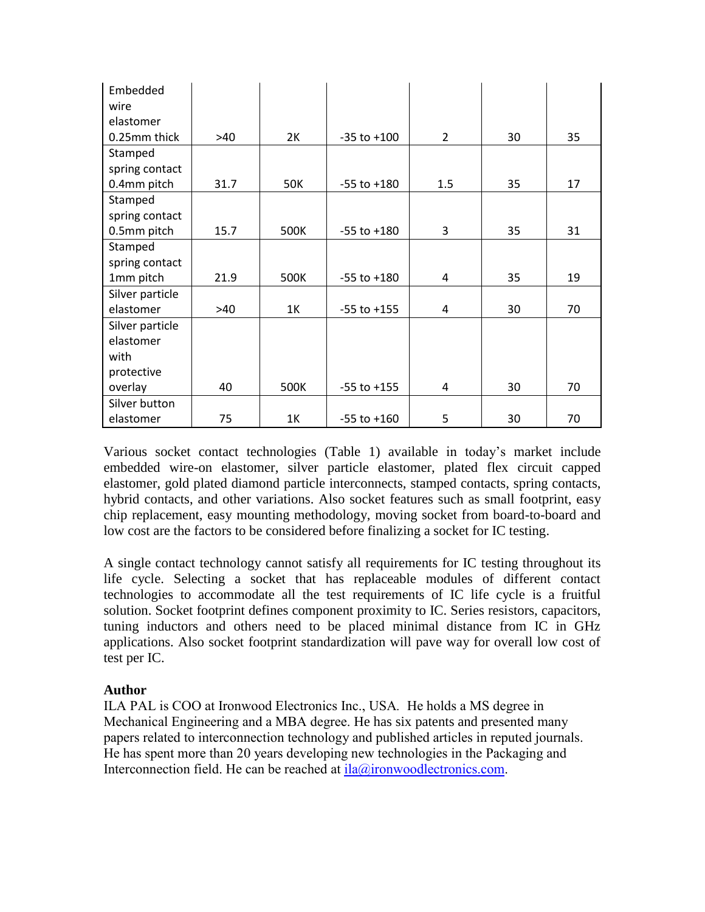| | | | | | | |
|---|---|---|---|---|---|---|
| Embedded wire elastomer 0.25mm thick | >40 | 2K | -35 to +100 | 2 | 30 | 35 |
| Stamped spring contact 0.4mm pitch | 31.7 | 50K | -55 to +180 | 1.5 | 35 | 17 |
| Stamped spring contact 0.5mm pitch | 15.7 | 500K | -55 to +180 | 3 | 35 | 31 |
| Stamped spring contact 1mm pitch | 21.9 | 500K | -55 to +180 | 4 | 35 | 19 |
| Silver particle elastomer | >40 | 1K | -55 to +155 | 4 | 30 | 70 |
| Silver particle elastomer with protective overlay | 40 | 500K | -55 to +155 | 4 | 30 | 70 |
| Silver button elastomer | 75 | 1K | -55 to +160 | 5 | 30 | 70 |

Various socket contact technologies (Table 1) available in today's market include embedded wire-on elastomer, silver particle elastomer, plated flex circuit capped elastomer, gold plated diamond particle interconnects, stamped contacts, spring contacts, hybrid contacts, and other variations. Also socket features such as small footprint, easy chip replacement, easy mounting methodology, moving socket from board-to-board and low cost are the factors to be considered before finalizing a socket for IC testing.

A single contact technology cannot satisfy all requirements for IC testing throughout its life cycle. Selecting a socket that has replaceable modules of different contact technologies to accommodate all the test requirements of IC life cycle is a fruitful solution. Socket footprint defines component proximity to IC. Series resistors, capacitors, tuning inductors and others need to be placed minimal distance from IC in GHz applications. Also socket footprint standardization will pave way for overall low cost of test per IC.

**Author**

ILA PAL is COO at Ironwood Electronics Inc., USA. He holds a MS degree in Mechanical Engineering and a MBA degree. He has six patents and presented many papers related to interconnection technology and published articles in reputed journals. He has spent more than 20 years developing new technologies in the Packaging and Interconnection field. He can be reached at ila@ironwoodlectronics.com.